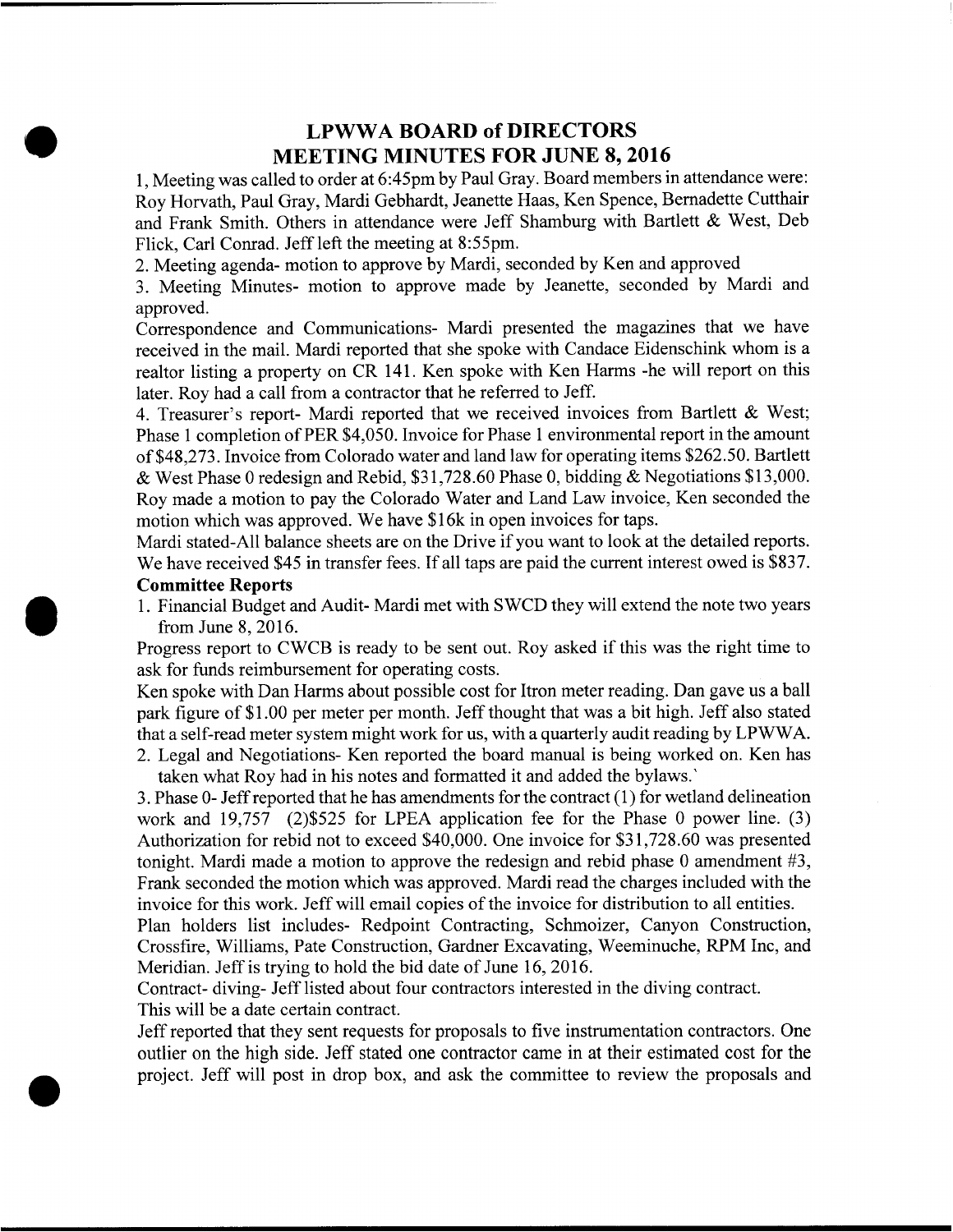# LPWWA BOARD of DIRECTORS
# MEETING MINUTES FOR JUNE 8, 2016

1, Meeting was called to order at 6:45pm by Paul Gray. Board members in attendance were: Roy Horvath, Paul Gray, Mardi Gebhardt, Jeanette Haas, Ken Spence, Bernadette Cutthair and Frank Smith. Others in attendance were Jeff Shamburg with Bartlett & West, Deb Flick, Carl Conrad. Jeff left the meeting at 8:55pm.

2. Meeting agenda- motion to approve by Mardi, seconded by Ken and approved

3. Meeting Minutes- motion to approve made by Jeanette, seconded by Mardi and approved.

Correspondence and Communications- Mardi presented the magazines that we have received in the mail. Mardi reported that she spoke with Candace Eidenschink whom is a realtor listing a property on CR 141. Ken spoke with Ken Harms -he will report on this later. Roy had a call from a contractor that he referred to Jeff.

4. Treasurer's report- Mardi reported that we received invoices from Bartlett & West; Phase 1 completion of PER $4,050. Invoice for Phase 1 environmental report in the amount of $48,273. Invoice from Colorado water and land law for operating items $262.50. Bartlett & West Phase 0 redesign and Rebid, $31,728.60 Phase 0, bidding & Negotiations $13,000. Roy made a motion to pay the Colorado Water and Land Law invoice, Ken seconded the motion which was approved. We have $16k in open invoices for taps.

Mardi stated-All balance sheets are on the Drive if you want to look at the detailed reports. We have received $45 in transfer fees. If all taps are paid the current interest owed is $837.

**Committee Reports**

1. Financial Budget and Audit- Mardi met with SWCD they will extend the note two years from June 8, 2016.

Progress report to CWCB is ready to be sent out. Roy asked if this was the right time to ask for funds reimbursement for operating costs.

Ken spoke with Dan Harms about possible cost for Itron meter reading. Dan gave us a ball park figure of $1.00 per meter per month. Jeff thought that was a bit high. Jeff also stated that a self-read meter system might work for us, with a quarterly audit reading by LPWWA.

2. Legal and Negotiations- Ken reported the board manual is being worked on. Ken has taken what Roy had in his notes and formatted it and added the bylaws.`

3. Phase 0- Jeff reported that he has amendments for the contract (1) for wetland delineation work and 19,757 (2)$525 for LPEA application fee for the Phase 0 power line. (3) Authorization for rebid not to exceed $40,000. One invoice for $31,728.60 was presented tonight. Mardi made a motion to approve the redesign and rebid phase 0 amendment #3, Frank seconded the motion which was approved. Mardi read the charges included with the invoice for this work. Jeff will email copies of the invoice for distribution to all entities.

Plan holders list includes- Redpoint Contracting, Schmoizer, Canyon Construction, Crossfire, Williams, Pate Construction, Gardner Excavating, Weeminuche, RPM Inc, and Meridian. Jeff is trying to hold the bid date of June 16, 2016.

Contract- diving- Jeff listed about four contractors interested in the diving contract. This will be a date certain contract.

Jeff reported that they sent requests for proposals to five instrumentation contractors. One outlier on the high side. Jeff stated one contractor came in at their estimated cost for the project. Jeff will post in drop box, and ask the committee to review the proposals and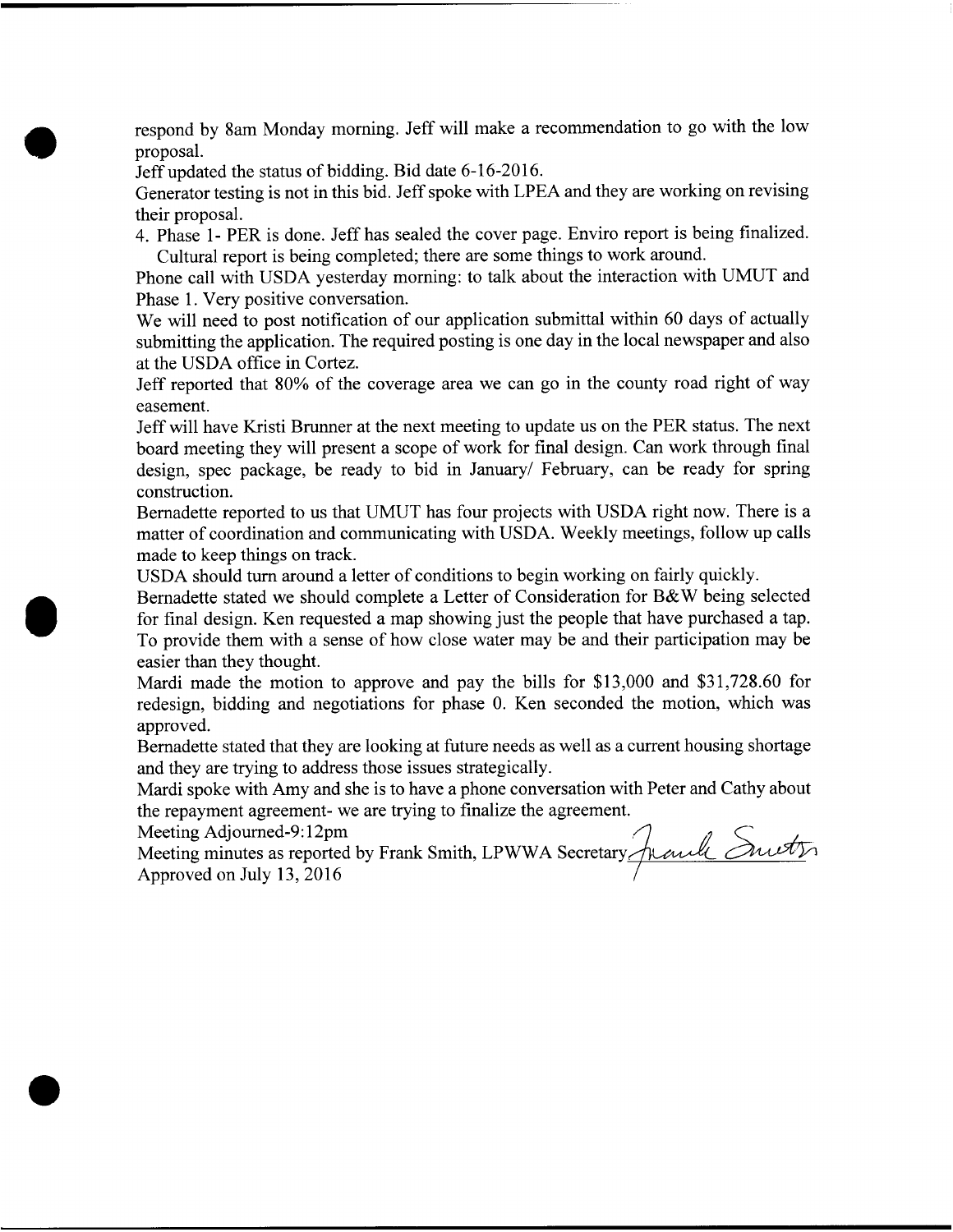respond by 8am Monday morning. Jeff will make a recommendation to go with the low proposal.

Jeff updated the status of bidding. Bid date 6-16-2016.

Generator testing is not in this bid. Jeff spoke with LPEA and they are working on revising their proposal.

4. Phase 1- PER is done. Jeff has sealed the cover page. Enviro report is being finalized. Cultural report is being completed; there are some things to work around.

Phone call with USDA yesterday morning: to talk about the interaction with UMUT and Phase 1. Very positive conversation.

We will need to post notification of our application submittal within 60 days of actually submitting the application. The required posting is one day in the local newspaper and also at the USDA office in Cortez.

Jeff reported that 80% of the coverage area we can go in the county road right of way easement.

Jeff will have Kristi Brunner at the next meeting to update us on the PER status. The next board meeting they will present a scope of work for final design. Can work through final design, spec package, be ready to bid in January/ February, can be ready for spring construction.

Bernadette reported to us that UMUT has four projects with USDA right now. There is a matter of coordination and communicating with USDA. Weekly meetings, follow up calls made to keep things on track.

USDA should turn around a letter of conditions to begin working on fairly quickly.

Bernadette stated we should complete a Letter of Consideration for B&W being selected for final design. Ken requested a map showing just the people that have purchased a tap. To provide them with a sense of how close water may be and their participation may be easier than they thought.

Mardi made the motion to approve and pay the bills for $13,000 and $31,728.60 for redesign, bidding and negotiations for phase 0. Ken seconded the motion, which was approved.

Bernadette stated that they are looking at future needs as well as a current housing shortage and they are trying to address those issues strategically.

Mardi spoke with Amy and she is to have a phone conversation with Peter and Cathy about the repayment agreement- we are trying to finalize the agreement.

Meeting Adjourned-9:12pm

Meeting minutes as reported by Frank Smith, LPWWA Secretary Frank Smith

Approved on July 13, 2016